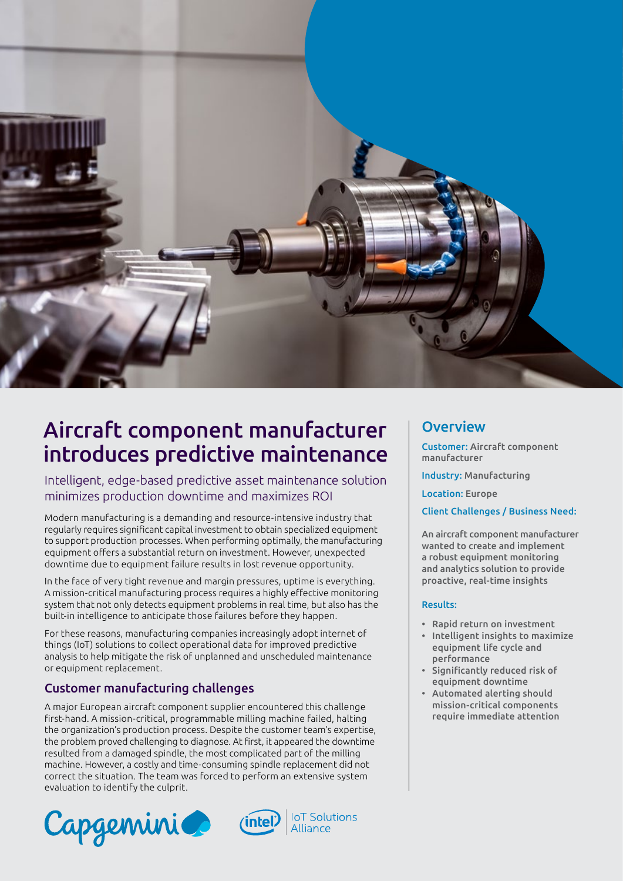# Aircraft component manufacturer introduces predictive maintenance

Intelligent, edge-based predictive asset maintenance solution minimizes production downtime and maximizes ROI

Modern manufacturing is a demanding and resource-intensive industry that regularly requires significant capital investment to obtain specialized equipment to support production processes. When performing optimally, the manufacturing equipment offers a substantial return on investment. However, unexpected downtime due to equipment failure results in lost revenue opportunity.

In the face of very tight revenue and margin pressures, uptime is everything. A mission-critical manufacturing process requires a highly effective monitoring system that not only detects equipment problems in real time, but also has the built-in intelligence to anticipate those failures before they happen.

For these reasons, manufacturing companies increasingly adopt internet of things (IoT) solutions to collect operational data for improved predictive analysis to help mitigate the risk of unplanned and unscheduled maintenance or equipment replacement.

## Customer manufacturing challenges

A major European aircraft component supplier encountered this challenge first-hand. A mission-critical, programmable milling machine failed, halting the organization's production process. Despite the customer team's expertise, the problem proved challenging to diagnose. At first, it appeared the downtime resulted from a damaged spindle, the most complicated part of the milling machine. However, a costly and time-consuming spindle replacement did not correct the situation. The team was forced to perform an extensive system evaluation to identify the culprit.

## Overview

**Customer:** Aircraft component manufacturer

**Industry:** Manufacturing

**Location:** Europe

**Client Challenges / Business Need:**

An aircraft component manufacturer wanted to create and implement a robust equipment monitoring and analytics solution to provide proactive, real-time insights

**Results:**

- Rapid return on investment
- Intelligent insights to maximize equipment life cycle and performance
- Significantly reduced risk of equipment downtime
- Automated alerting should mission-critical components require immediate attention

Capgemini | intel IoT Solutions Alliance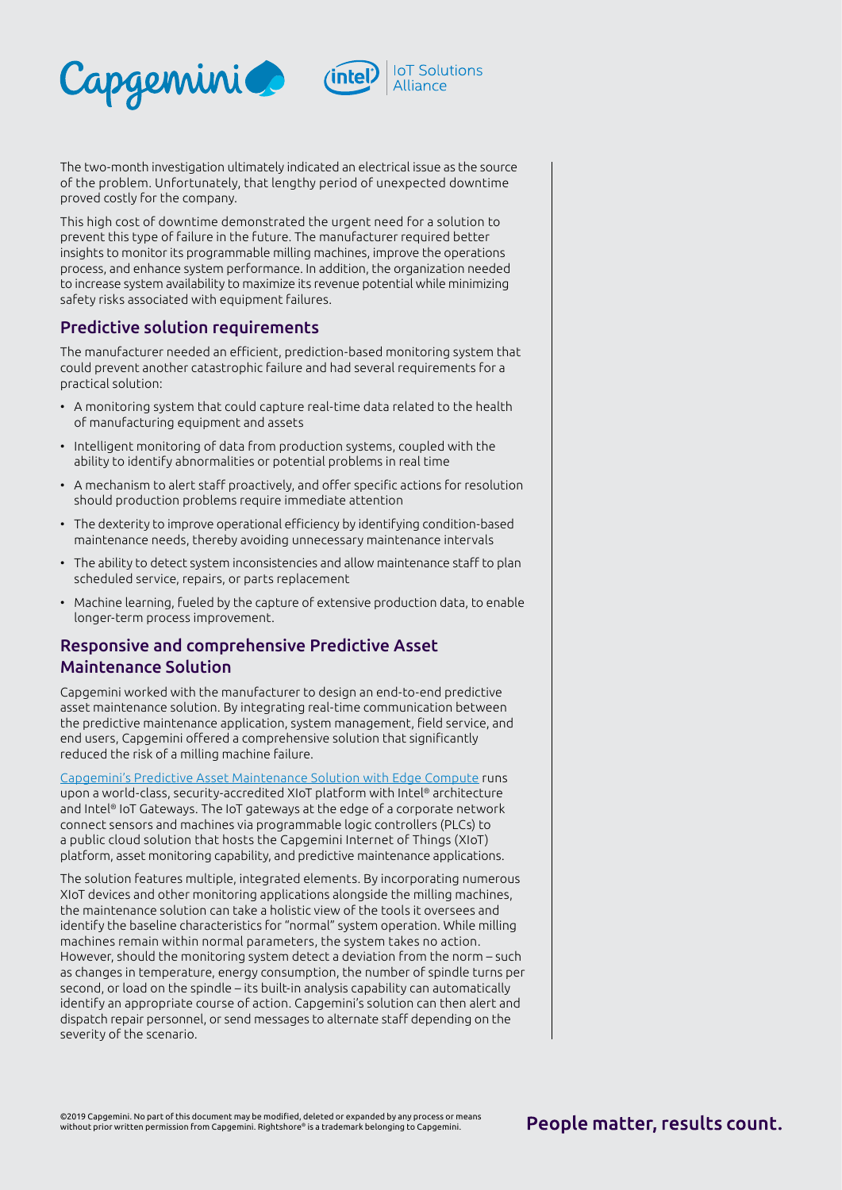The two-month investigation ultimately indicated an electrical issue as the source of the problem. Unfortunately, that lengthy period of unexpected downtime proved costly for the company.

This high cost of downtime demonstrated the urgent need for a solution to prevent this type of failure in the future. The manufacturer required better insights to monitor its programmable milling machines, improve the operations process, and enhance system performance. In addition, the organization needed to increase system availability to maximize its revenue potential while minimizing safety risks associated with equipment failures.

## Predictive solution requirements

The manufacturer needed an efficient, prediction-based monitoring system that could prevent another catastrophic failure and had several requirements for a practical solution:

- A monitoring system that could capture real-time data related to the health of manufacturing equipment and assets
- Intelligent monitoring of data from production systems, coupled with the ability to identify abnormalities or potential problems in real time
- A mechanism to alert staff proactively, and offer specific actions for resolution should production problems require immediate attention
- The dexterity to improve operational efficiency by identifying condition-based maintenance needs, thereby avoiding unnecessary maintenance intervals
- The ability to detect system inconsistencies and allow maintenance staff to plan scheduled service, repairs, or parts replacement
- Machine learning, fueled by the capture of extensive production data, to enable longer-term process improvement.

## Responsive and comprehensive Predictive Asset Maintenance Solution

Capgemini worked with the manufacturer to design an end-to-end predictive asset maintenance solution. By integrating real-time communication between the predictive maintenance application, system management, field service, and end users, Capgemini offered a comprehensive solution that significantly reduced the risk of a milling machine failure.

Capgemini's Predictive Asset Maintenance Solution with Edge Compute runs upon a world-class, security-accredited XIoT platform with Intel® architecture and Intel® IoT Gateways. The IoT gateways at the edge of a corporate network connect sensors and machines via programmable logic controllers (PLCs) to a public cloud solution that hosts the Capgemini Internet of Things (XIoT) platform, asset monitoring capability, and predictive maintenance applications.

The solution features multiple, integrated elements. By incorporating numerous XIoT devices and other monitoring applications alongside the milling machines, the maintenance solution can take a holistic view of the tools it oversees and identify the baseline characteristics for "normal" system operation. While milling machines remain within normal parameters, the system takes no action. However, should the monitoring system detect a deviation from the norm – such as changes in temperature, energy consumption, the number of spindle turns per second, or load on the spindle – its built-in analysis capability can automatically identify an appropriate course of action. Capgemini's solution can then alert and dispatch repair personnel, or send messages to alternate staff depending on the severity of the scenario.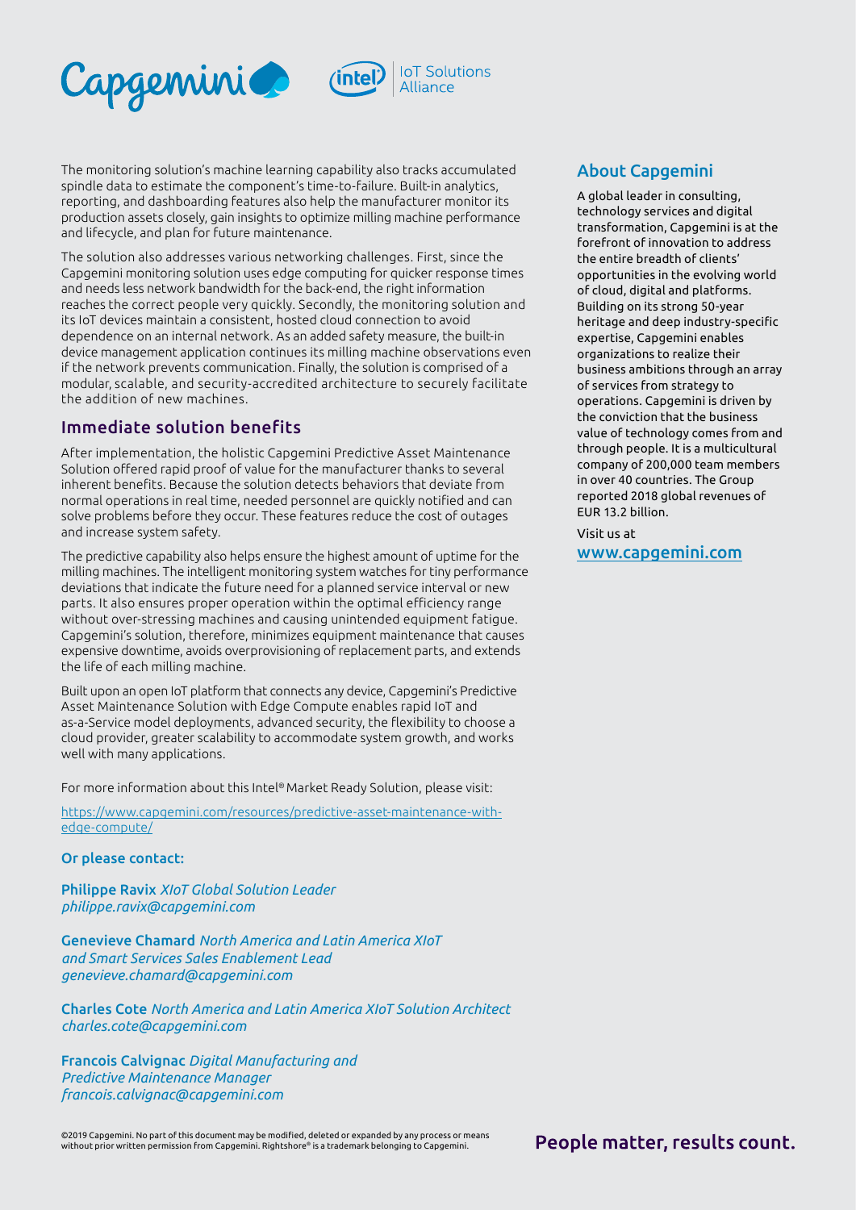The monitoring solution's machine learning capability also tracks accumulated spindle data to estimate the component's time-to-failure. Built-in analytics, reporting, and dashboarding features also help the manufacturer monitor its production assets closely, gain insights to optimize milling machine performance and lifecycle, and plan for future maintenance.

The solution also addresses various networking challenges. First, since the Capgemini monitoring solution uses edge computing for quicker response times and needs less network bandwidth for the back-end, the right information reaches the correct people very quickly. Secondly, the monitoring solution and its IoT devices maintain a consistent, hosted cloud connection to avoid dependence on an internal network. As an added safety measure, the built-in device management application continues its milling machine observations even if the network prevents communication. Finally, the solution is comprised of a modular, scalable, and security-accredited architecture to securely facilitate the addition of new machines.

## Immediate solution benefits

After implementation, the holistic Capgemini Predictive Asset Maintenance Solution offered rapid proof of value for the manufacturer thanks to several inherent benefits. Because the solution detects behaviors that deviate from normal operations in real time, needed personnel are quickly notified and can solve problems before they occur. These features reduce the cost of outages and increase system safety.

The predictive capability also helps ensure the highest amount of uptime for the milling machines. The intelligent monitoring system watches for tiny performance deviations that indicate the future need for a planned service interval or new parts. It also ensures proper operation within the optimal efficiency range without over-stressing machines and causing unintended equipment fatigue. Capgemini's solution, therefore, minimizes equipment maintenance that causes expensive downtime, avoids overprovisioning of replacement parts, and extends the life of each milling machine.

Built upon an open IoT platform that connects any device, Capgemini's Predictive Asset Maintenance Solution with Edge Compute enables rapid IoT and as-a-Service model deployments, advanced security, the flexibility to choose a cloud provider, greater scalability to accommodate system growth, and works well with many applications.

For more information about this Intel® Market Ready Solution, please visit:

https://www.capgemini.com/resources/predictive-asset-maintenance-with-edge-compute/

**Or please contact:**

**Philippe Ravix** *XIoT Global Solution Leader*
*philippe.ravix@capgemini.com*

**Genevieve Chamard** *North America and Latin America XIoT and Smart Services Sales Enablement Lead*
*genevieve.chamard@capgemini.com*

**Charles Cote** *North America and Latin America XIoT Solution Architect*
*charles.cote@capgemini.com*

**Francois Calvignac** *Digital Manufacturing and Predictive Maintenance Manager*
*francois.calvignac@capgemini.com*

## About Capgemini

A global leader in consulting, technology services and digital transformation, Capgemini is at the forefront of innovation to address the entire breadth of clients' opportunities in the evolving world of cloud, digital and platforms. Building on its strong 50-year heritage and deep industry-specific expertise, Capgemini enables organizations to realize their business ambitions through an array of services from strategy to operations. Capgemini is driven by the conviction that the business value of technology comes from and through people. It is a multicultural company of 200,000 team members in over 40 countries. The Group reported 2018 global revenues of EUR 13.2 billion.

Visit us at

www.capgemini.com

©2019 Capgemini. No part of this document may be modified, deleted or expanded by any process or means without prior written permission from Capgemini. Rightshore® is a trademark belonging to Capgemini.

People matter, results count.